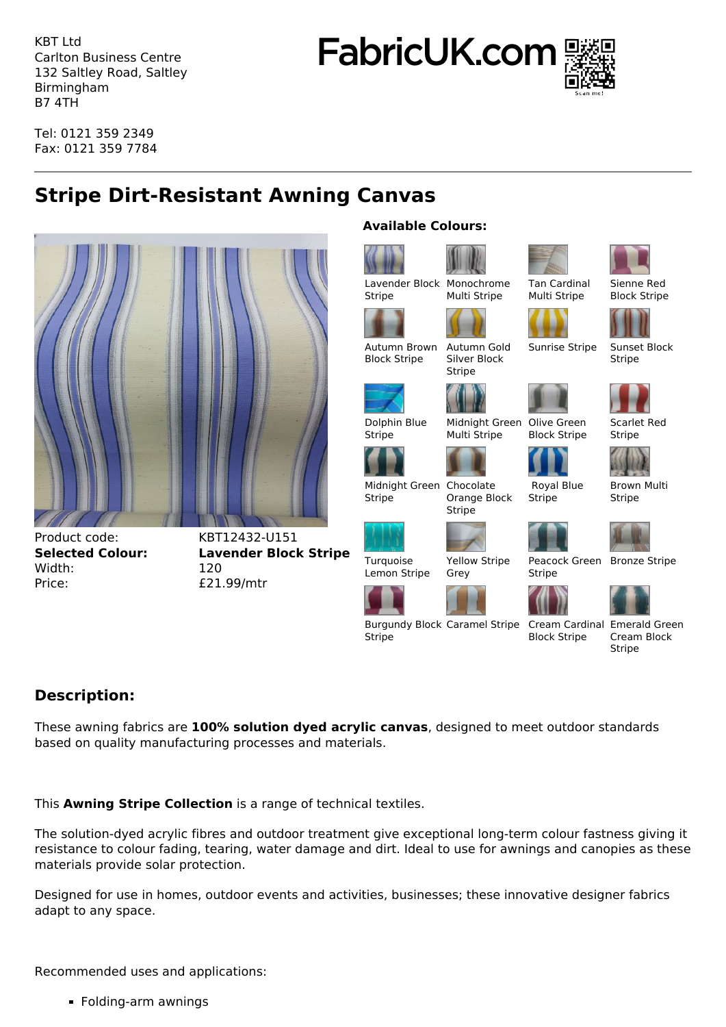KBT Ltd
Carlton Business Centre
132 Saltley Road, Saltley
Birmingham
B7 4TH

Tel: 0121 359 2349
Fax: 0121 359 7784

FabricUK.com

# Stripe Dirt-Resistant Awning Canvas

| | |
|---|---|
| Product code: | KBT12432-U151 |
| **Selected Colour:** | **Lavender Block Stripe** |
| Width: | 120 |
| Price: | £21.99/mtr |

**Available Colours:**

- Lavender Block Stripe
- Monochrome Multi Stripe
- Tan Cardinal Multi Stripe
- Sienne Red Block Stripe
- Autumn Brown Block Stripe
- Autumn Gold Silver Block Stripe
- Sunrise Stripe
- Sunset Block Stripe
- Dolphin Blue Stripe
- Midnight Green Multi Stripe
- Olive Green Block Stripe
- Scarlet Red Stripe
- Midnight Green Stripe
- Chocolate Orange Block Stripe
- Royal Blue Stripe
- Brown Multi Stripe
- Turquoise Lemon Stripe
- Yellow Stripe Grey
- Peacock Green Stripe
- Bronze Stripe
- Burgundy Block Stripe
- Caramel Stripe
- Cream Cardinal Block Stripe
- Emerald Green Cream Block Stripe

## Description:

These awning fabrics are **100% solution dyed acrylic canvas**, designed to meet outdoor standards based on quality manufacturing processes and materials.

This **Awning Stripe Collection** is a range of technical textiles.

The solution-dyed acrylic fibres and outdoor treatment give exceptional long-term colour fastness giving it resistance to colour fading, tearing, water damage and dirt. Ideal to use for awnings and canopies as these materials provide solar protection.

Designed for use in homes, outdoor events and activities, businesses; these innovative designer fabrics adapt to any space.

Recommended uses and applications:

- Folding-arm awnings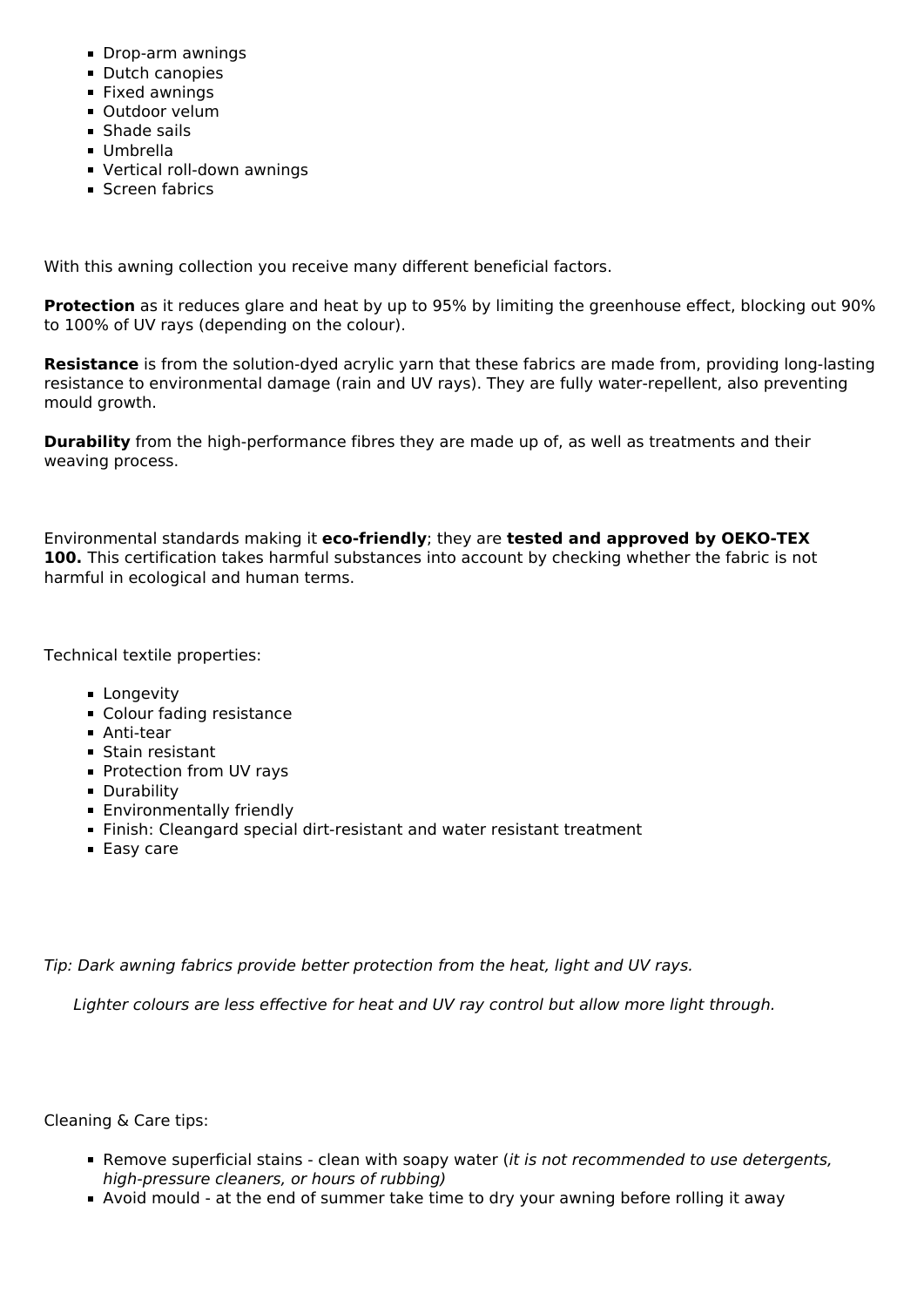- Drop-arm awnings
- Dutch canopies
- Fixed awnings
- Outdoor velum
- Shade sails
- Umbrella
- Vertical roll-down awnings
- Screen fabrics

With this awning collection you receive many different beneficial factors.

**Protection** as it reduces glare and heat by up to 95% by limiting the greenhouse effect, blocking out 90% to 100% of UV rays (depending on the colour).

**Resistance** is from the solution-dyed acrylic yarn that these fabrics are made from, providing long-lasting resistance to environmental damage (rain and UV rays). They are fully water-repellent, also preventing mould growth.

**Durability** from the high-performance fibres they are made up of, as well as treatments and their weaving process.

Environmental standards making it **eco-friendly**; they are **tested and approved by OEKO-TEX 100.** This certification takes harmful substances into account by checking whether the fabric is not harmful in ecological and human terms.

Technical textile properties:

- Longevity
- Colour fading resistance
- Anti-tear
- Stain resistant
- Protection from UV rays
- Durability
- Environmentally friendly
- Finish: Cleangard special dirt-resistant and water resistant treatment
- Easy care

*Tip: Dark awning fabrics provide better protection from the heat, light and UV rays.*

*Lighter colours are less effective for heat and UV ray control but allow more light through.*

Cleaning & Care tips:

- Remove superficial stains - clean with soapy water (*it is not recommended to use detergents, high-pressure cleaners, or hours of rubbing)*
- Avoid mould - at the end of summer take time to dry your awning before rolling it away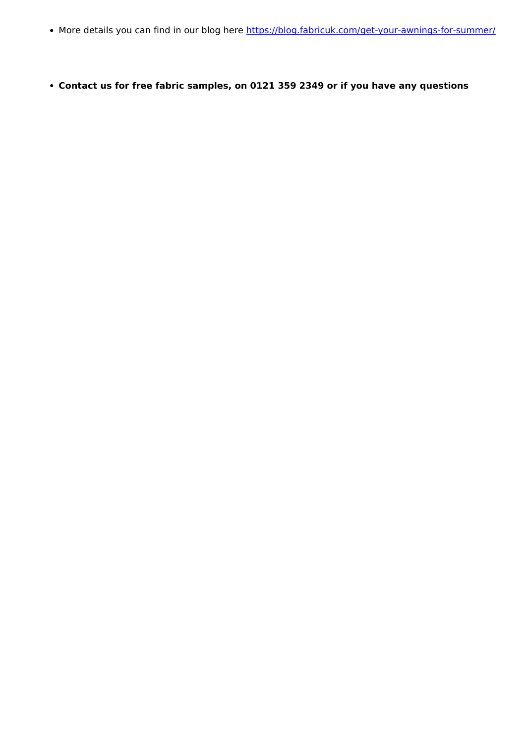- More details you can find in our blog here [https://blog.fabricuk.com/get-your-awnings-for-summer/](https://blog.fabricuk.com/get-your-awnings-for-summer/)

- **Contact us for free fabric samples, on 0121 359 2349 or if you have any questions**